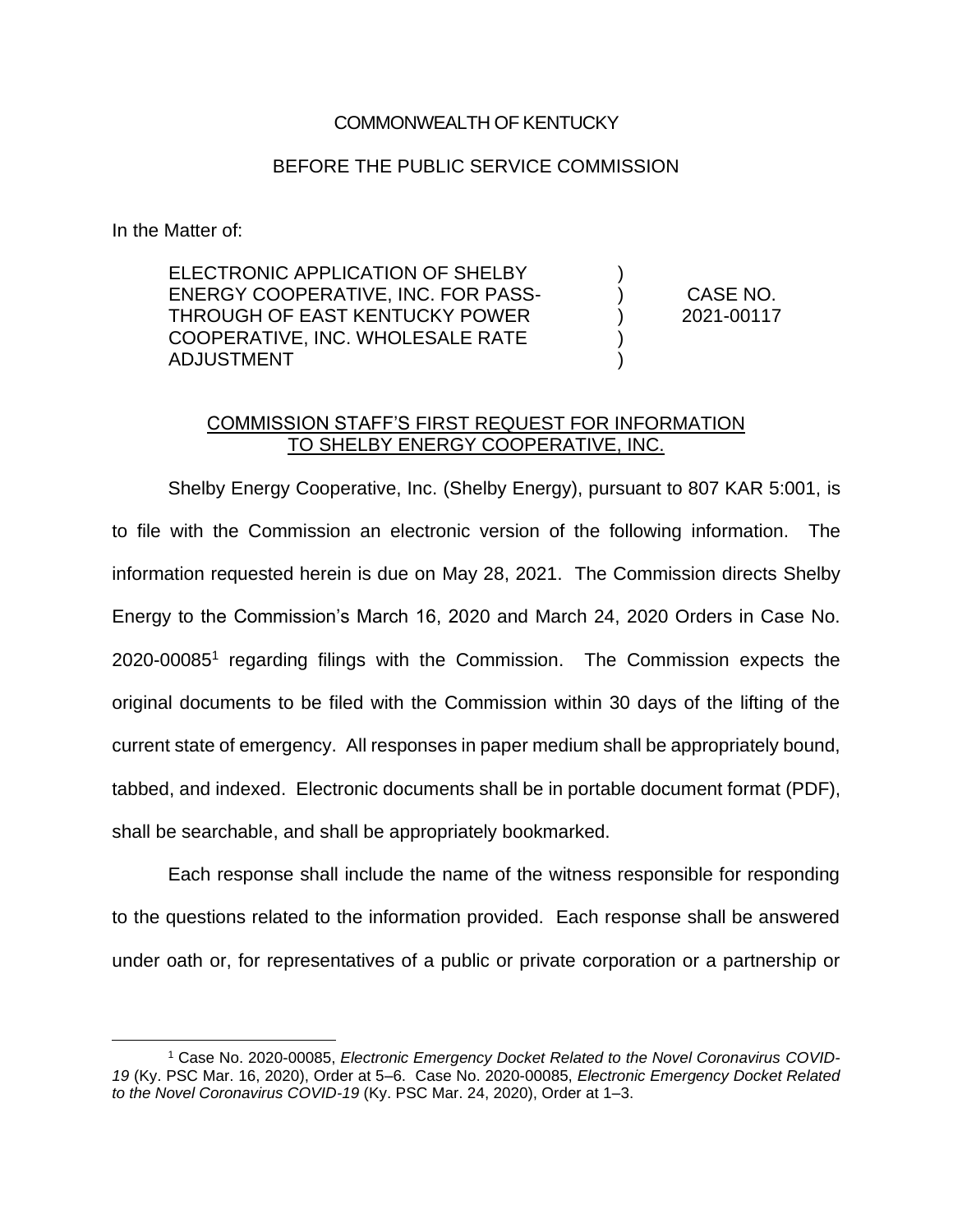COMMONWEALTH OF KENTUCKY

BEFORE THE PUBLIC SERVICE COMMISSION

In the Matter of:

| | | |
|---|---|---|
| ELECTRONIC APPLICATION OF SHELBY ENERGY COOPERATIVE, INC. FOR PASS-THROUGH OF EAST KENTUCKY POWER COOPERATIVE, INC. WHOLESALE RATE ADJUSTMENT | ) ) ) ) ) | CASE NO. 2021-00117 |

COMMISSION STAFF'S FIRST REQUEST FOR INFORMATION TO SHELBY ENERGY COOPERATIVE, INC.

Shelby Energy Cooperative, Inc. (Shelby Energy), pursuant to 807 KAR 5:001, is to file with the Commission an electronic version of the following information. The information requested herein is due on May 28, 2021. The Commission directs Shelby Energy to the Commission's March 16, 2020 and March 24, 2020 Orders in Case No. 2020-00085[1] regarding filings with the Commission. The Commission expects the original documents to be filed with the Commission within 30 days of the lifting of the current state of emergency. All responses in paper medium shall be appropriately bound, tabbed, and indexed. Electronic documents shall be in portable document format (PDF), shall be searchable, and shall be appropriately bookmarked.

Each response shall include the name of the witness responsible for responding to the questions related to the information provided. Each response shall be answered under oath or, for representatives of a public or private corporation or a partnership or

[1] Case No. 2020-00085, *Electronic Emergency Docket Related to the Novel Coronavirus COVID-19* (Ky. PSC Mar. 16, 2020), Order at 5–6. Case No. 2020-00085, *Electronic Emergency Docket Related to the Novel Coronavirus COVID-19* (Ky. PSC Mar. 24, 2020), Order at 1–3.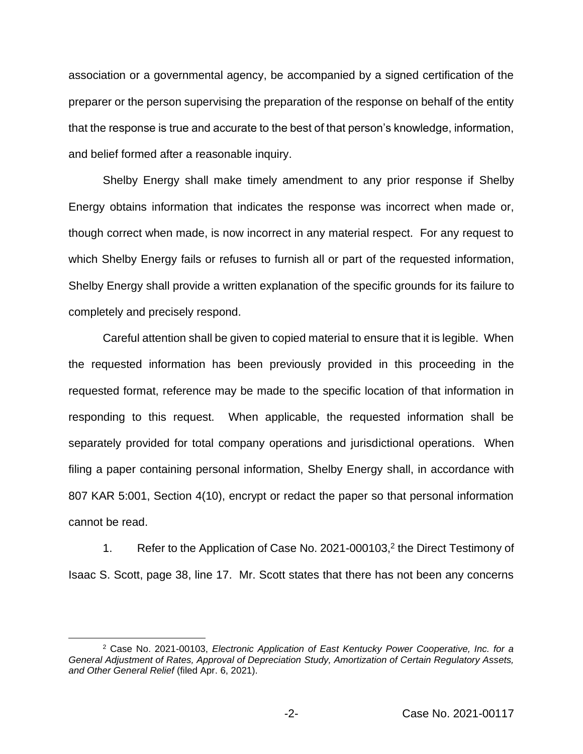association or a governmental agency, be accompanied by a signed certification of the preparer or the person supervising the preparation of the response on behalf of the entity that the response is true and accurate to the best of that person's knowledge, information, and belief formed after a reasonable inquiry.

Shelby Energy shall make timely amendment to any prior response if Shelby Energy obtains information that indicates the response was incorrect when made or, though correct when made, is now incorrect in any material respect. For any request to which Shelby Energy fails or refuses to furnish all or part of the requested information, Shelby Energy shall provide a written explanation of the specific grounds for its failure to completely and precisely respond.

Careful attention shall be given to copied material to ensure that it is legible. When the requested information has been previously provided in this proceeding in the requested format, reference may be made to the specific location of that information in responding to this request. When applicable, the requested information shall be separately provided for total company operations and jurisdictional operations. When filing a paper containing personal information, Shelby Energy shall, in accordance with 807 KAR 5:001, Section 4(10), encrypt or redact the paper so that personal information cannot be read.

1. Refer to the Application of Case No. 2021-000103,[2] the Direct Testimony of Isaac S. Scott, page 38, line 17. Mr. Scott states that there has not been any concerns

[2] Case No. 2021-00103, *Electronic Application of East Kentucky Power Cooperative, Inc. for a General Adjustment of Rates, Approval of Depreciation Study, Amortization of Certain Regulatory Assets, and Other General Relief* (filed Apr. 6, 2021).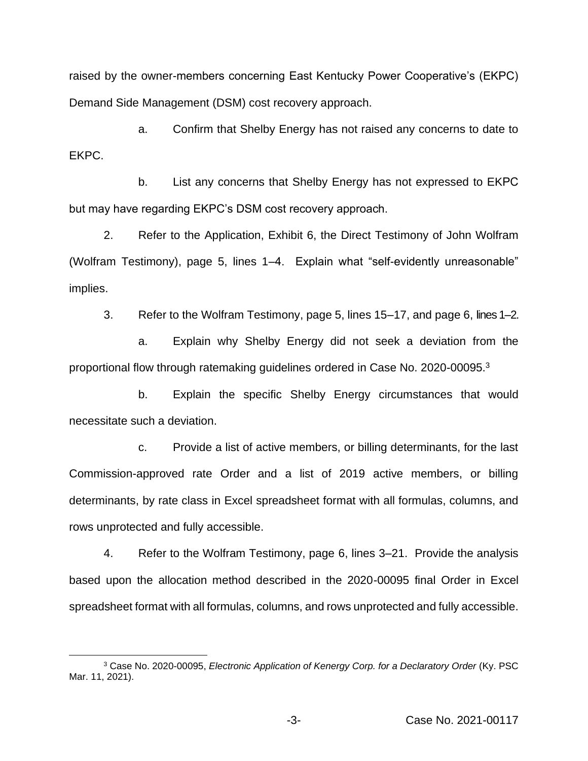raised by the owner-members concerning East Kentucky Power Cooperative's (EKPC) Demand Side Management (DSM) cost recovery approach.

a. Confirm that Shelby Energy has not raised any concerns to date to EKPC.

b. List any concerns that Shelby Energy has not expressed to EKPC but may have regarding EKPC's DSM cost recovery approach.

2. Refer to the Application, Exhibit 6, the Direct Testimony of John Wolfram (Wolfram Testimony), page 5, lines 1–4. Explain what "self-evidently unreasonable" implies.

3. Refer to the Wolfram Testimony, page 5, lines 15–17, and page 6, lines 1–2.

a. Explain why Shelby Energy did not seek a deviation from the proportional flow through ratemaking guidelines ordered in Case No. 2020-00095.[3]

b. Explain the specific Shelby Energy circumstances that would necessitate such a deviation.

c. Provide a list of active members, or billing determinants, for the last Commission-approved rate Order and a list of 2019 active members, or billing determinants, by rate class in Excel spreadsheet format with all formulas, columns, and rows unprotected and fully accessible.

4. Refer to the Wolfram Testimony, page 6, lines 3–21. Provide the analysis based upon the allocation method described in the 2020-00095 final Order in Excel spreadsheet format with all formulas, columns, and rows unprotected and fully accessible.

---

[3] Case No. 2020-00095, *Electronic Application of Kenergy Corp. for a Declaratory Order* (Ky. PSC Mar. 11, 2021).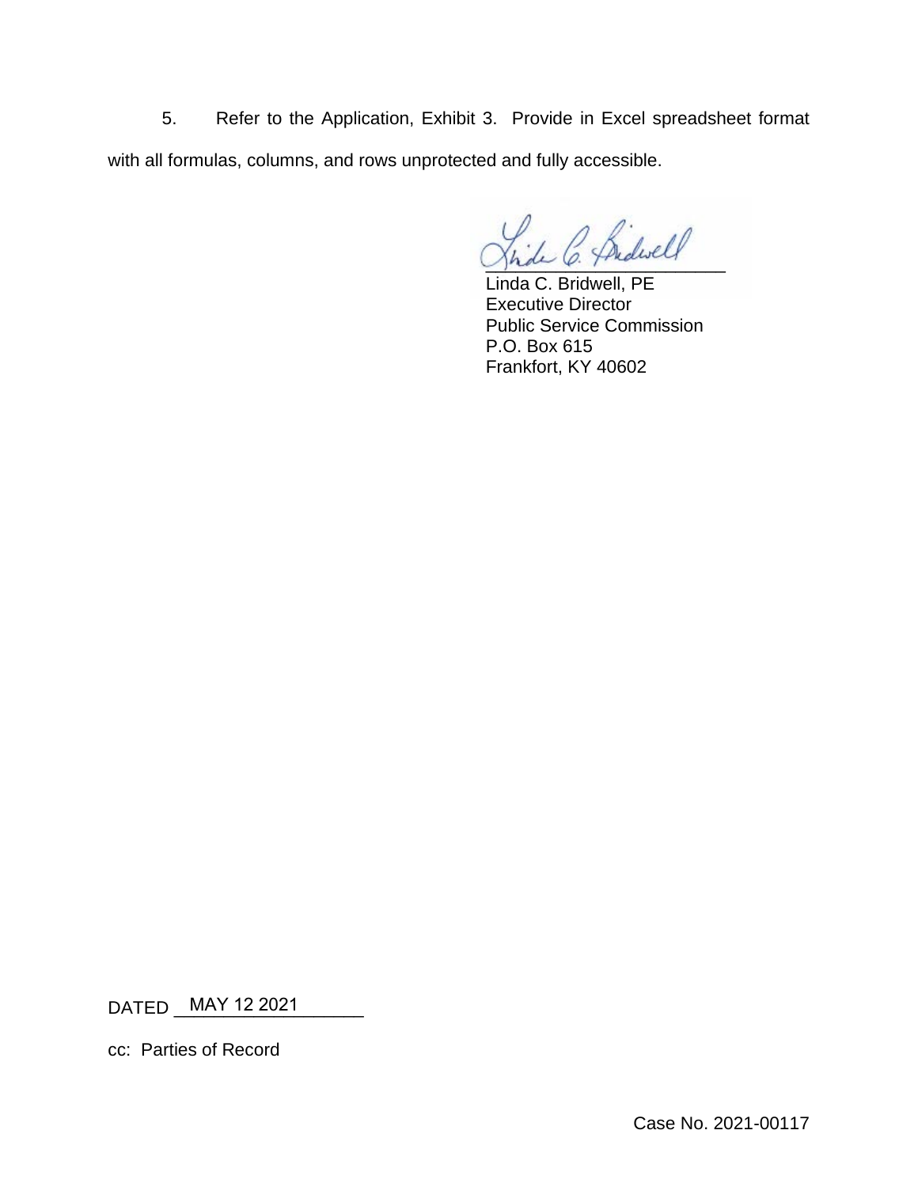5. Refer to the Application, Exhibit 3. Provide in Excel spreadsheet format with all formulas, columns, and rows unprotected and fully accessible.

Linda C. Bridwell, PE
Executive Director
Public Service Commission
P.O. Box 615
Frankfort, KY 40602

DATED MAY 12 2021

cc: Parties of Record

Case No. 2021-00117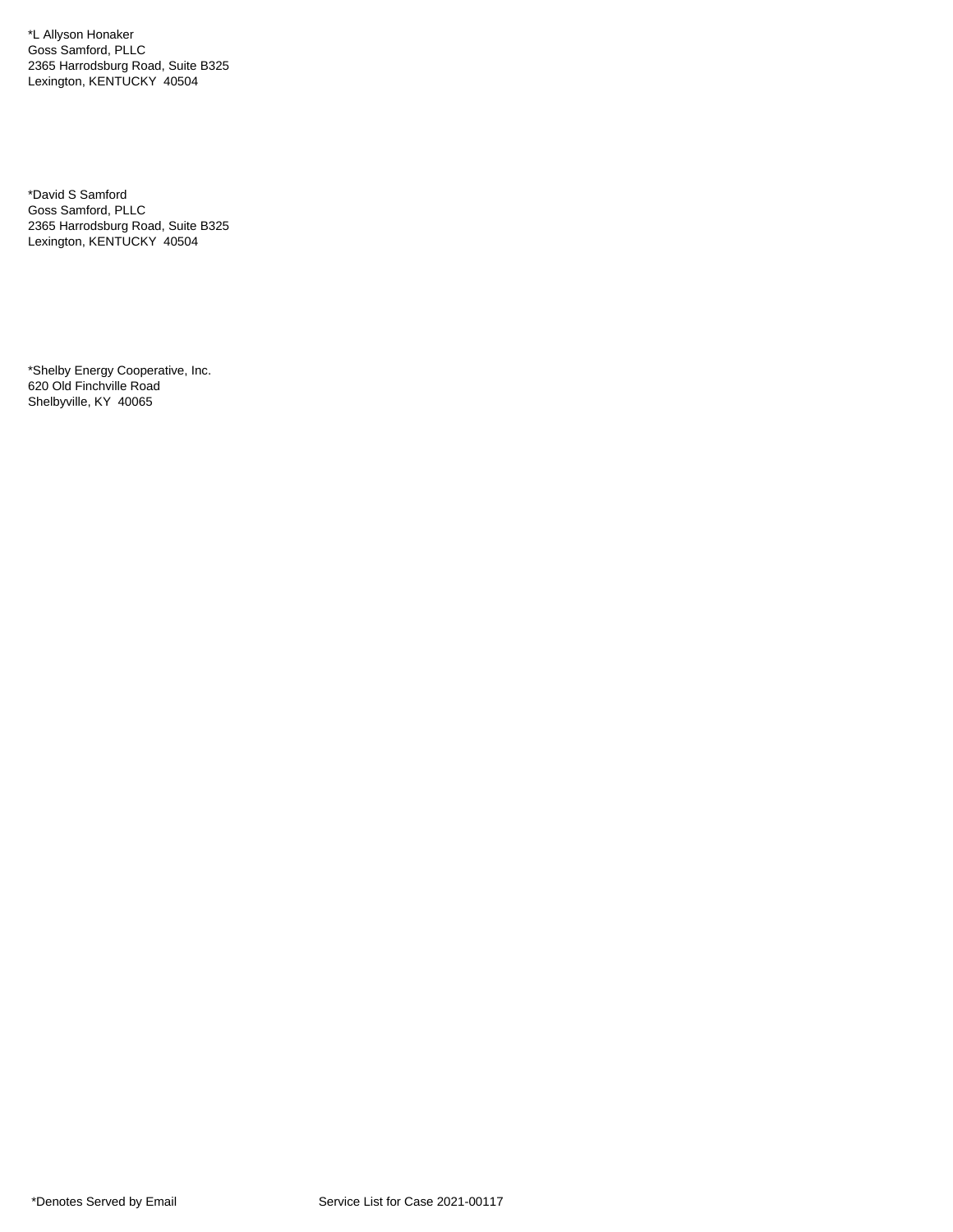*L Allyson Honaker
Goss Samford, PLLC
2365 Harrodsburg Road, Suite B325
Lexington, KENTUCKY  40504

*David S Samford
Goss Samford, PLLC
2365 Harrodsburg Road, Suite B325
Lexington, KENTUCKY  40504

*Shelby Energy Cooperative, Inc.
620 Old Finchville Road
Shelbyville, KY  40065

*Denotes Served by Email

Service List for Case 2021-00117